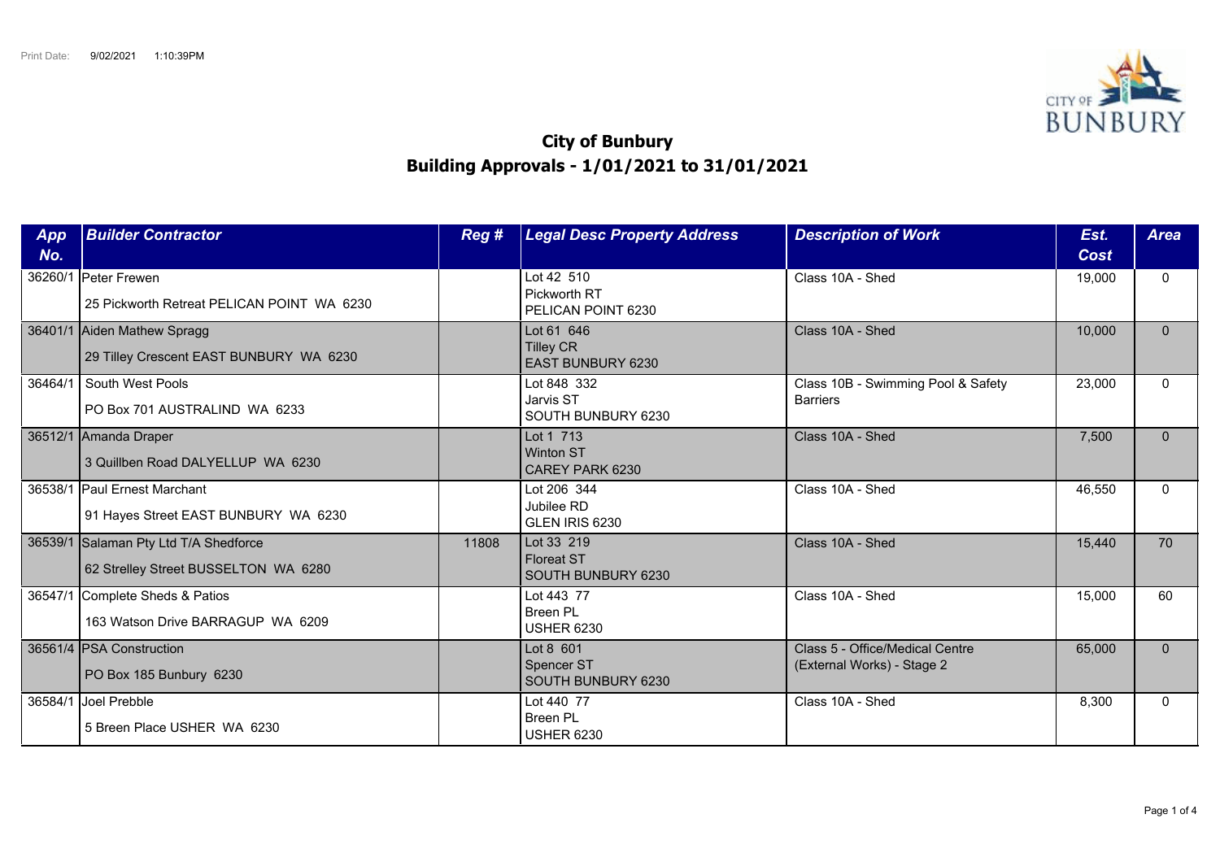Print Date: 9/02/2021 1:10:39PM

# City of Bunbury
## Building Approvals - 1/01/2021 to 31/01/2021

| App No. | Builder Contractor | Reg # | Legal Desc Property Address | Description of Work | Est. Cost | Area |
|---|---|---|---|---|---|---|
| 36260/1 | Peter Frewen<br>25 Pickworth Retreat PELICAN POINT WA 6230 | | Lot 42 510<br>Pickworth RT<br>PELICAN POINT 6230 | Class 10A - Shed | 19,000 | 0 |
| 36401/1 | Aiden Mathew Spragg<br>29 Tilley Crescent EAST BUNBURY WA 6230 | | Lot 61 646<br>Tilley CR<br>EAST BUNBURY 6230 | Class 10A - Shed | 10,000 | 0 |
| 36464/1 | South West Pools<br>PO Box 701 AUSTRALIND WA 6233 | | Lot 848 332<br>Jarvis ST<br>SOUTH BUNBURY 6230 | Class 10B - Swimming Pool & Safety Barriers | 23,000 | 0 |
| 36512/1 | Amanda Draper<br>3 Quillben Road DALYELLUP WA 6230 | | Lot 1 713<br>Winton ST<br>CAREY PARK 6230 | Class 10A - Shed | 7,500 | 0 |
| 36538/1 | Paul Ernest Marchant<br>91 Hayes Street EAST BUNBURY WA 6230 | | Lot 206 344<br>Jubilee RD<br>GLEN IRIS 6230 | Class 10A - Shed | 46,550 | 0 |
| 36539/1 | Salaman Pty Ltd T/A Shedforce<br>62 Strelley Street BUSSELTON WA 6280 | 11808 | Lot 33 219<br>Floreat ST<br>SOUTH BUNBURY 6230 | Class 10A - Shed | 15,440 | 70 |
| 36547/1 | Complete Sheds & Patios<br>163 Watson Drive BARRAGUP WA 6209 | | Lot 443 77<br>Breen PL<br>USHER 6230 | Class 10A - Shed | 15,000 | 60 |
| 36561/4 | PSA Construction<br>PO Box 185 Bunbury 6230 | | Lot 8 601<br>Spencer ST<br>SOUTH BUNBURY 6230 | Class 5 - Office/Medical Centre (External Works) - Stage 2 | 65,000 | 0 |
| 36584/1 | Joel Prebble<br>5 Breen Place USHER WA 6230 | | Lot 440 77<br>Breen PL<br>USHER 6230 | Class 10A - Shed | 8,300 | 0 |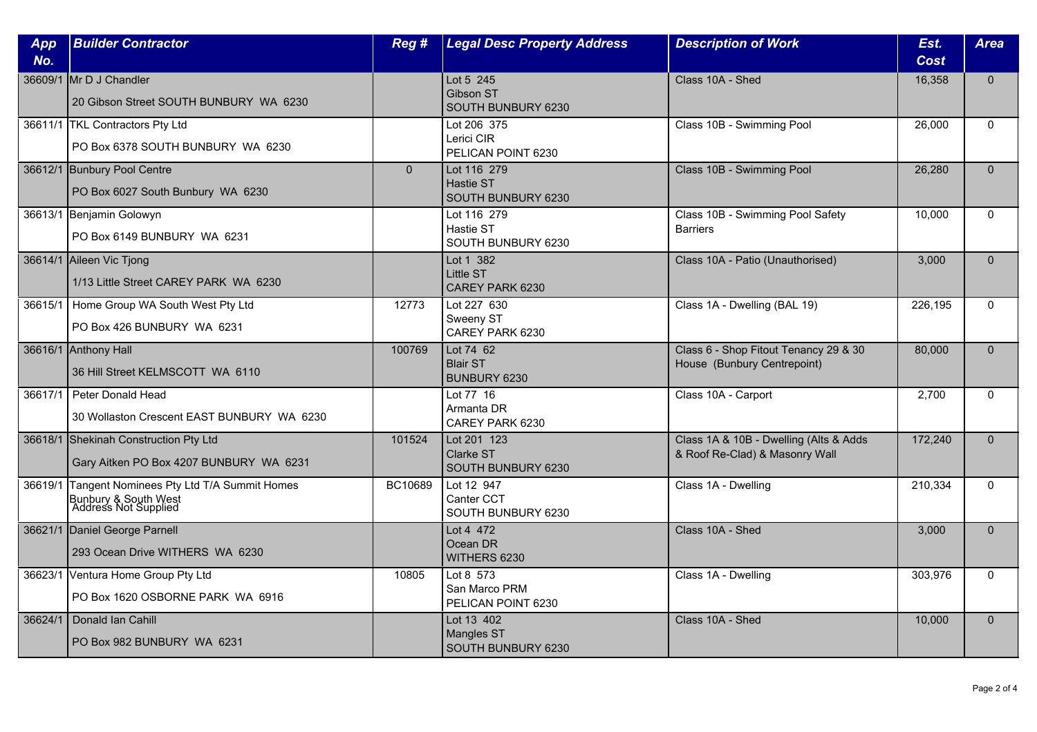| App No. | Builder Contractor | Reg # | Legal Desc Property Address | Description of Work | Est. Cost | Area |
|---|---|---|---|---|---|---|
| 36609/1 | Mr D J Chandler<br>20 Gibson Street SOUTH BUNBURY WA 6230 | | Lot 5 245<br>Gibson ST<br>SOUTH BUNBURY 6230 | Class 10A - Shed | 16,358 | 0 |
| 36611/1 | TKL Contractors Pty Ltd<br>PO Box 6378 SOUTH BUNBURY WA 6230 | | Lot 206 375<br>Lerici CIR<br>PELICAN POINT 6230 | Class 10B - Swimming Pool | 26,000 | 0 |
| 36612/1 | Bunbury Pool Centre<br>PO Box 6027 South Bunbury WA 6230 | 0 | Lot 116 279<br>Hastie ST<br>SOUTH BUNBURY 6230 | Class 10B - Swimming Pool | 26,280 | 0 |
| 36613/1 | Benjamin Golowyn<br>PO Box 6149 BUNBURY WA 6231 | | Lot 116 279<br>Hastie ST<br>SOUTH BUNBURY 6230 | Class 10B - Swimming Pool Safety Barriers | 10,000 | 0 |
| 36614/1 | Aileen Vic Tjong<br>1/13 Little Street CAREY PARK WA 6230 | | Lot 1 382<br>Little ST<br>CAREY PARK 6230 | Class 10A - Patio (Unauthorised) | 3,000 | 0 |
| 36615/1 | Home Group WA South West Pty Ltd<br>PO Box 426 BUNBURY WA 6231 | 12773 | Lot 227 630<br>Sweeny ST<br>CAREY PARK 6230 | Class 1A - Dwelling (BAL 19) | 226,195 | 0 |
| 36616/1 | Anthony Hall<br>36 Hill Street KELMSCOTT WA 6110 | 100769 | Lot 74 62<br>Blair ST<br>BUNBURY 6230 | Class 6 - Shop Fitout Tenancy 29 & 30 House (Bunbury Centrepoint) | 80,000 | 0 |
| 36617/1 | Peter Donald Head<br>30 Wollaston Crescent EAST BUNBURY WA 6230 | | Lot 77 16<br>Armanta DR<br>CAREY PARK 6230 | Class 10A - Carport | 2,700 | 0 |
| 36618/1 | Shekinah Construction Pty Ltd<br>Gary Aitken PO Box 4207 BUNBURY WA 6231 | 101524 | Lot 201 123<br>Clarke ST<br>SOUTH BUNBURY 6230 | Class 1A & 10B - Dwelling (Alts & Adds & Roof Re-Clad) & Masonry Wall | 172,240 | 0 |
| 36619/1 | Tangent Nominees Pty Ltd T/A Summit Homes Bunbury & South West<br>Address Not Supplied | BC10689 | Lot 12 947<br>Canter CCT<br>SOUTH BUNBURY 6230 | Class 1A - Dwelling | 210,334 | 0 |
| 36621/1 | Daniel George Parnell<br>293 Ocean Drive WITHERS WA 6230 | | Lot 4 472<br>Ocean DR<br>WITHERS 6230 | Class 10A - Shed | 3,000 | 0 |
| 36623/1 | Ventura Home Group Pty Ltd<br>PO Box 1620 OSBORNE PARK WA 6916 | 10805 | Lot 8 573<br>San Marco PRM<br>PELICAN POINT 6230 | Class 1A - Dwelling | 303,976 | 0 |
| 36624/1 | Donald Ian Cahill<br>PO Box 982 BUNBURY WA 6231 | | Lot 13 402<br>Mangles ST<br>SOUTH BUNBURY 6230 | Class 10A - Shed | 10,000 | 0 |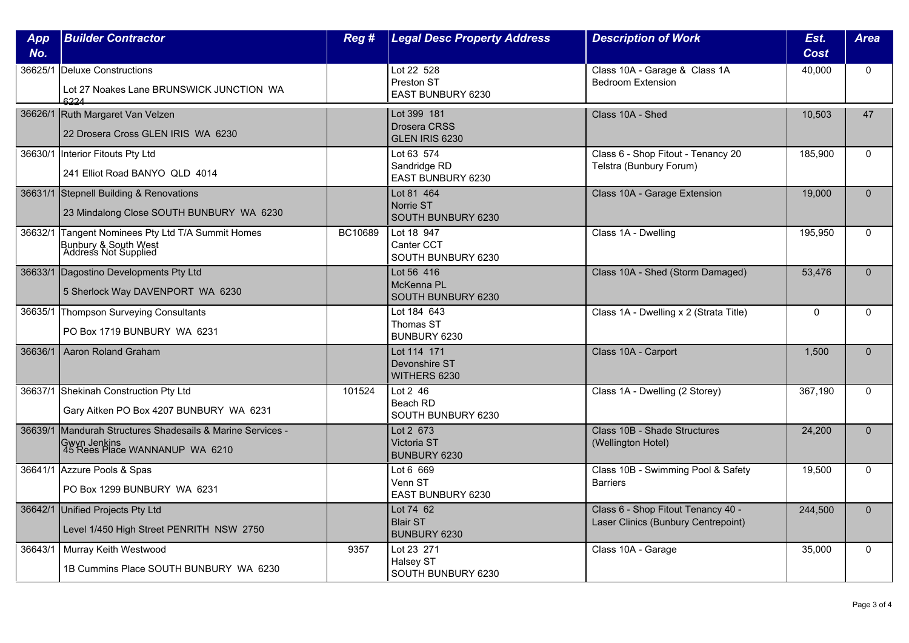| App No. | Builder Contractor | Reg # | Legal Desc Property Address | Description of Work | Est. Cost | Area |
|---|---|---|---|---|---|---|
| 36625/1 | Deluxe Constructions<br>Lot 27 Noakes Lane BRUNSWICK JUNCTION WA 6224 | | Lot 22 528<br>Preston ST<br>EAST BUNBURY 6230 | Class 10A - Garage & Class 1A Bedroom Extension | 40,000 | 0 |
| 36626/1 | Ruth Margaret Van Velzen<br>22 Drosera Cross GLEN IRIS WA 6230 | | Lot 399 181<br>Drosera CRSS<br>GLEN IRIS 6230 | Class 10A - Shed | 10,503 | 47 |
| 36630/1 | Interior Fitouts Pty Ltd<br>241 Elliot Road BANYO QLD 4014 | | Lot 63 574<br>Sandridge RD<br>EAST BUNBURY 6230 | Class 6 - Shop Fitout - Tenancy 20 Telstra (Bunbury Forum) | 185,900 | 0 |
| 36631/1 | Stepnell Building & Renovations<br>23 Mindalong Close SOUTH BUNBURY WA 6230 | | Lot 81 464<br>Norrie ST<br>SOUTH BUNBURY 6230 | Class 10A - Garage Extension | 19,000 | 0 |
| 36632/1 | Tangent Nominees Pty Ltd T/A Summit Homes Bunbury & South West<br>Address Not Supplied | BC10689 | Lot 18 947<br>Canter CCT<br>SOUTH BUNBURY 6230 | Class 1A - Dwelling | 195,950 | 0 |
| 36633/1 | Dagostino Developments Pty Ltd<br>5 Sherlock Way DAVENPORT WA 6230 | | Lot 56 416<br>McKenna PL<br>SOUTH BUNBURY 6230 | Class 10A - Shed (Storm Damaged) | 53,476 | 0 |
| 36635/1 | Thompson Surveying Consultants<br>PO Box 1719 BUNBURY WA 6231 | | Lot 184 643<br>Thomas ST<br>BUNBURY 6230 | Class 1A - Dwelling x 2 (Strata Title) | 0 | 0 |
| 36636/1 | Aaron Roland Graham | | Lot 114 171<br>Devonshire ST<br>WITHERS 6230 | Class 10A - Carport | 1,500 | 0 |
| 36637/1 | Shekinah Construction Pty Ltd<br>Gary Aitken PO Box 4207 BUNBURY WA 6231 | 101524 | Lot 2 46<br>Beach RD<br>SOUTH BUNBURY 6230 | Class 1A - Dwelling (2 Storey) | 367,190 | 0 |
| 36639/1 | Mandurah Structures Shadesails & Marine Services - Gwyn Jenkins<br>45 Rees Place WANNANUP WA 6210 | | Lot 2 673<br>Victoria ST<br>BUNBURY 6230 | Class 10B - Shade Structures (Wellington Hotel) | 24,200 | 0 |
| 36641/1 | Azzure Pools & Spas<br>PO Box 1299 BUNBURY WA 6231 | | Lot 6 669<br>Venn ST<br>EAST BUNBURY 6230 | Class 10B - Swimming Pool & Safety Barriers | 19,500 | 0 |
| 36642/1 | Unified Projects Pty Ltd<br>Level 1/450 High Street PENRITH NSW 2750 | | Lot 74 62<br>Blair ST<br>BUNBURY 6230 | Class 6 - Shop Fitout Tenancy 40 - Laser Clinics (Bunbury Centrepoint) | 244,500 | 0 |
| 36643/1 | Murray Keith Westwood<br>1B Cummins Place SOUTH BUNBURY WA 6230 | 9357 | Lot 23 271<br>Halsey ST<br>SOUTH BUNBURY 6230 | Class 10A - Garage | 35,000 | 0 |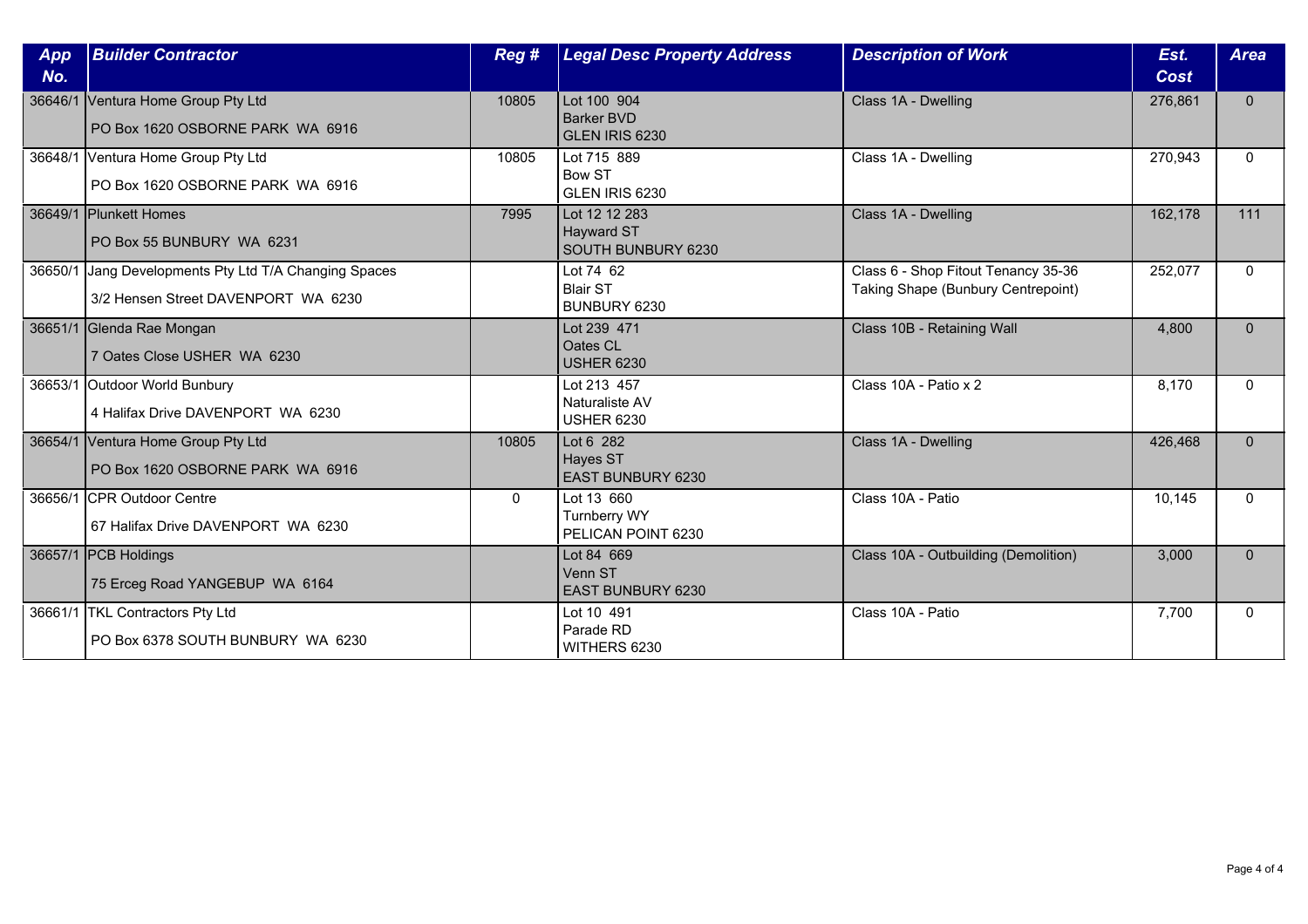| App No. | Builder Contractor | Reg # | Legal Desc Property Address | Description of Work | Est. Cost | Area |
|---|---|---|---|---|---|---|
| 36646/1 | Ventura Home Group Pty Ltd<br>PO Box 1620 OSBORNE PARK WA 6916 | 10805 | Lot 100 904<br>Barker BVD<br>GLEN IRIS 6230 | Class 1A - Dwelling | 276,861 | 0 |
| 36648/1 | Ventura Home Group Pty Ltd<br>PO Box 1620 OSBORNE PARK WA 6916 | 10805 | Lot 715 889<br>Bow ST<br>GLEN IRIS 6230 | Class 1A - Dwelling | 270,943 | 0 |
| 36649/1 | Plunkett Homes<br>PO Box 55 BUNBURY WA 6231 | 7995 | Lot 12 12 283<br>Hayward ST<br>SOUTH BUNBURY 6230 | Class 1A - Dwelling | 162,178 | 111 |
| 36650/1 | Jang Developments Pty Ltd T/A Changing Spaces<br>3/2 Hensen Street DAVENPORT WA 6230 | | Lot 74 62<br>Blair ST<br>BUNBURY 6230 | Class 6 - Shop Fitout Tenancy 35-36 Taking Shape (Bunbury Centrepoint) | 252,077 | 0 |
| 36651/1 | Glenda Rae Mongan<br>7 Oates Close USHER WA 6230 | | Lot 239 471<br>Oates CL<br>USHER 6230 | Class 10B - Retaining Wall | 4,800 | 0 |
| 36653/1 | Outdoor World Bunbury<br>4 Halifax Drive DAVENPORT WA 6230 | | Lot 213 457<br>Naturaliste AV<br>USHER 6230 | Class 10A - Patio x 2 | 8,170 | 0 |
| 36654/1 | Ventura Home Group Pty Ltd<br>PO Box 1620 OSBORNE PARK WA 6916 | 10805 | Lot 6 282<br>Hayes ST<br>EAST BUNBURY 6230 | Class 1A - Dwelling | 426,468 | 0 |
| 36656/1 | CPR Outdoor Centre<br>67 Halifax Drive DAVENPORT WA 6230 | 0 | Lot 13 660<br>Turnberry WY<br>PELICAN POINT 6230 | Class 10A - Patio | 10,145 | 0 |
| 36657/1 | PCB Holdings<br>75 Erceg Road YANGEBUP WA 6164 | | Lot 84 669<br>Venn ST<br>EAST BUNBURY 6230 | Class 10A - Outbuilding (Demolition) | 3,000 | 0 |
| 36661/1 | TKL Contractors Pty Ltd<br>PO Box 6378 SOUTH BUNBURY WA 6230 | | Lot 10 491<br>Parade RD<br>WITHERS 6230 | Class 10A - Patio | 7,700 | 0 |